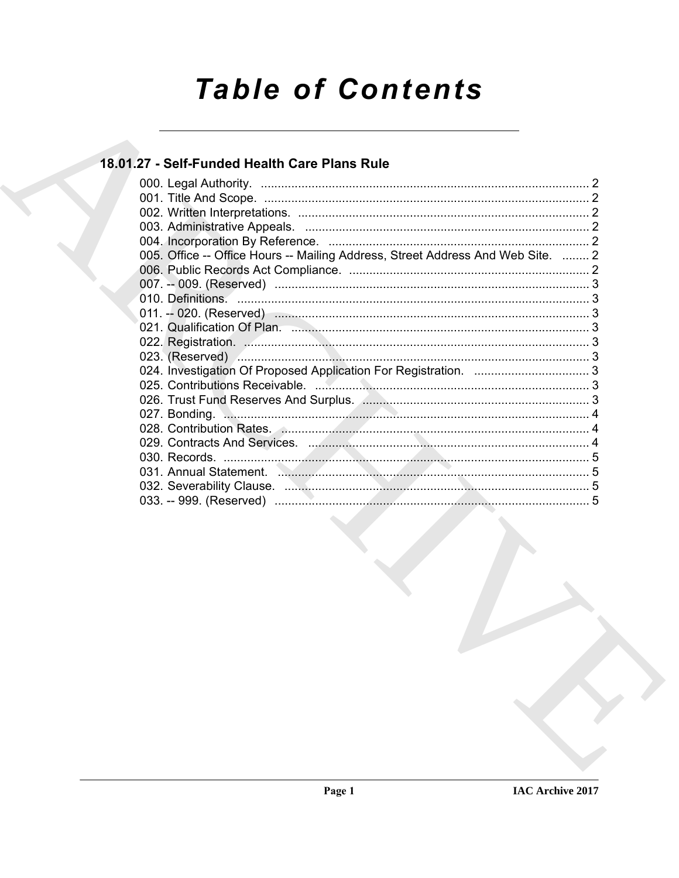# Table of Contents

## 18.01.27 - Self-Funded Health Care Plans Rule

000. Legal Authority. ........................................................................................ 2
001. Title And Scope. ........................................................................................ 2
002. Written Interpretations. ............................................................................ 2
003. Administrative Appeals. ........................................................................... 2
004. Incorporation By Reference. .................................................................... 2
005. Office -- Office Hours -- Mailing Address, Street Address And Web Site. ........ 2
006. Public Records Act Compliance. .............................................................. 2
007. -- 009. (Reserved) ................................................................................... 3
010. Definitions. ............................................................................................... 3
011. -- 020. (Reserved) ................................................................................... 3
021. Qualification Of Plan. ............................................................................... 3
022. Registration. ............................................................................................. 3
023. (Reserved) ............................................................................................... 3
024. Investigation Of Proposed Application For Registration. ......................... 3
025. Contributions Receivable. ........................................................................ 3
026. Trust Fund Reserves And Surplus. .......................................................... 3
027. Bonding. ................................................................................................... 4
028. Contribution Rates. .................................................................................. 4
029. Contracts And Services. .......................................................................... 4
030. Records. ................................................................................................... 5
031. Annual Statement. .................................................................................... 5
032. Severability Clause. ................................................................................. 5
033. -- 999. (Reserved) ................................................................................... 5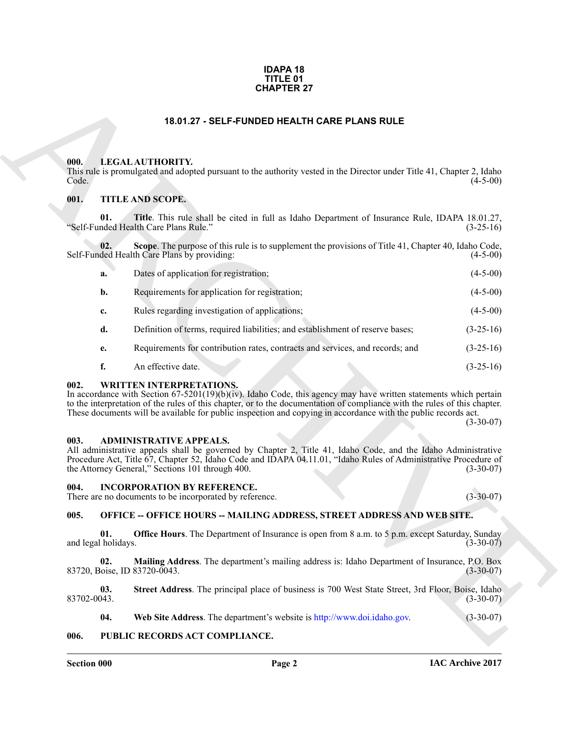**IDAPA 18**
**TITLE 01**
**CHAPTER 27**

## 18.01.27 - SELF-FUNDED HEALTH CARE PLANS RULE

### 000. LEGAL AUTHORITY.

This rule is promulgated and adopted pursuant to the authority vested in the Director under Title 41, Chapter 2, Idaho Code. (4-5-00)

### 001. TITLE AND SCOPE.

**01. Title**. This rule shall be cited in full as Idaho Department of Insurance Rule, IDAPA 18.01.27, "Self-Funded Health Care Plans Rule." (3-25-16)

**02. Scope**. The purpose of this rule is to supplement the provisions of Title 41, Chapter 40, Idaho Code, Self-Funded Health Care Plans by providing: (4-5-00)

**a.** Dates of application for registration; (4-5-00)

**b.** Requirements for application for registration; (4-5-00)

**c.** Rules regarding investigation of applications; (4-5-00)

**d.** Definition of terms, required liabilities; and establishment of reserve bases; (3-25-16)

**e.** Requirements for contribution rates, contracts and services, and records; and (3-25-16)

**f.** An effective date. (3-25-16)

### 002. WRITTEN INTERPRETATIONS.

In accordance with Section 67-5201(19)(b)(iv). Idaho Code, this agency may have written statements which pertain to the interpretation of the rules of this chapter, or to the documentation of compliance with the rules of this chapter. These documents will be available for public inspection and copying in accordance with the public records act. (3-30-07)

### 003. ADMINISTRATIVE APPEALS.

All administrative appeals shall be governed by Chapter 2, Title 41, Idaho Code, and the Idaho Administrative Procedure Act, Title 67, Chapter 52, Idaho Code and IDAPA 04.11.01, "Idaho Rules of Administrative Procedure of the Attorney General," Sections 101 through 400. (3-30-07)

### 004. INCORPORATION BY REFERENCE.

There are no documents to be incorporated by reference. (3-30-07)

### 005. OFFICE -- OFFICE HOURS -- MAILING ADDRESS, STREET ADDRESS AND WEB SITE.

**01. Office Hours**. The Department of Insurance is open from 8 a.m. to 5 p.m. except Saturday, Sunday and legal holidays. (3-30-07)

**02. Mailing Address**. The department's mailing address is: Idaho Department of Insurance, P.O. Box 83720, Boise, ID 83720-0043. (3-30-07)

**03. Street Address**. The principal place of business is 700 West State Street, 3rd Floor, Boise, Idaho 83702-0043. (3-30-07)

**04. Web Site Address**. The department's website is http://www.doi.idaho.gov. (3-30-07)

### 006. PUBLIC RECORDS ACT COMPLIANCE.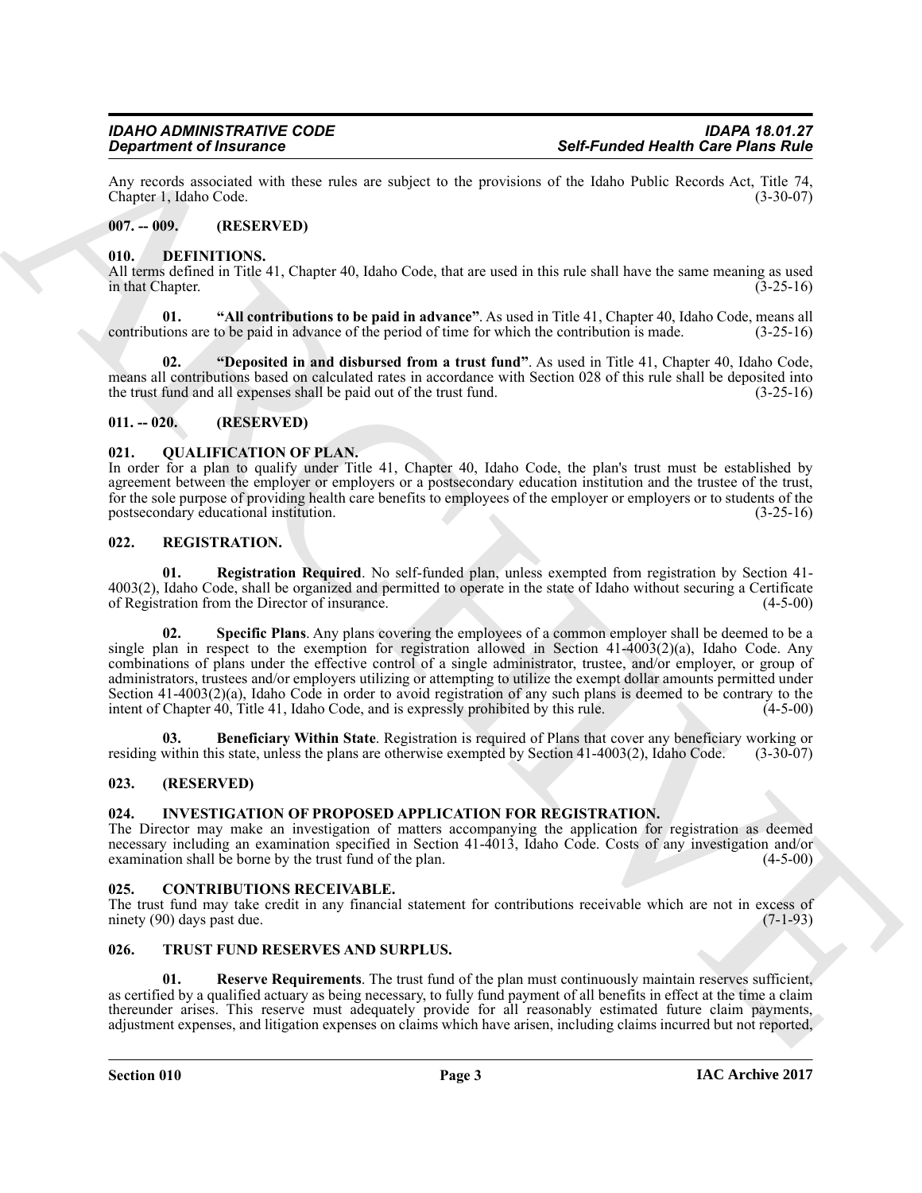Any records associated with these rules are subject to the provisions of the Idaho Public Records Act, Title 74, Chapter 1, Idaho Code. (3-30-07)

## 007. -- 009. (RESERVED)

## 010. DEFINITIONS.

All terms defined in Title 41, Chapter 40, Idaho Code, that are used in this rule shall have the same meaning as used in that Chapter. (3-25-16)

**01. "All contributions to be paid in advance"**. As used in Title 41, Chapter 40, Idaho Code, means all contributions are to be paid in advance of the period of time for which the contribution is made. (3-25-16)

**02. "Deposited in and disbursed from a trust fund"**. As used in Title 41, Chapter 40, Idaho Code, means all contributions based on calculated rates in accordance with Section 028 of this rule shall be deposited into the trust fund and all expenses shall be paid out of the trust fund. (3-25-16)

## 011. -- 020. (RESERVED)

## 021. QUALIFICATION OF PLAN.

In order for a plan to qualify under Title 41, Chapter 40, Idaho Code, the plan's trust must be established by agreement between the employer or employers or a postsecondary education institution and the trustee of the trust, for the sole purpose of providing health care benefits to employees of the employer or employers or to students of the postsecondary educational institution. (3-25-16)

## 022. REGISTRATION.

**01. Registration Required**. No self-funded plan, unless exempted from registration by Section 41-4003(2), Idaho Code, shall be organized and permitted to operate in the state of Idaho without securing a Certificate of Registration from the Director of insurance. (4-5-00)

**02. Specific Plans**. Any plans covering the employees of a common employer shall be deemed to be a single plan in respect to the exemption for registration allowed in Section 41-4003(2)(a), Idaho Code. Any combinations of plans under the effective control of a single administrator, trustee, and/or employer, or group of administrators, trustees and/or employers utilizing or attempting to utilize the exempt dollar amounts permitted under Section 41-4003(2)(a), Idaho Code in order to avoid registration of any such plans is deemed to be contrary to the intent of Chapter 40, Title 41, Idaho Code, and is expressly prohibited by this rule. (4-5-00)

**03. Beneficiary Within State**. Registration is required of Plans that cover any beneficiary working or residing within this state, unless the plans are otherwise exempted by Section 41-4003(2), Idaho Code. (3-30-07)

## 023. (RESERVED)

## 024. INVESTIGATION OF PROPOSED APPLICATION FOR REGISTRATION.

The Director may make an investigation of matters accompanying the application for registration as deemed necessary including an examination specified in Section 41-4013, Idaho Code. Costs of any investigation and/or examination shall be borne by the trust fund of the plan. (4-5-00)

## 025. CONTRIBUTIONS RECEIVABLE.

The trust fund may take credit in any financial statement for contributions receivable which are not in excess of ninety (90) days past due. (7-1-93)

## 026. TRUST FUND RESERVES AND SURPLUS.

**01. Reserve Requirements**. The trust fund of the plan must continuously maintain reserves sufficient, as certified by a qualified actuary as being necessary, to fully fund payment of all benefits in effect at the time a claim thereunder arises. This reserve must adequately provide for all reasonably estimated future claim payments, adjustment expenses, and litigation expenses on claims which have arisen, including claims incurred but not reported,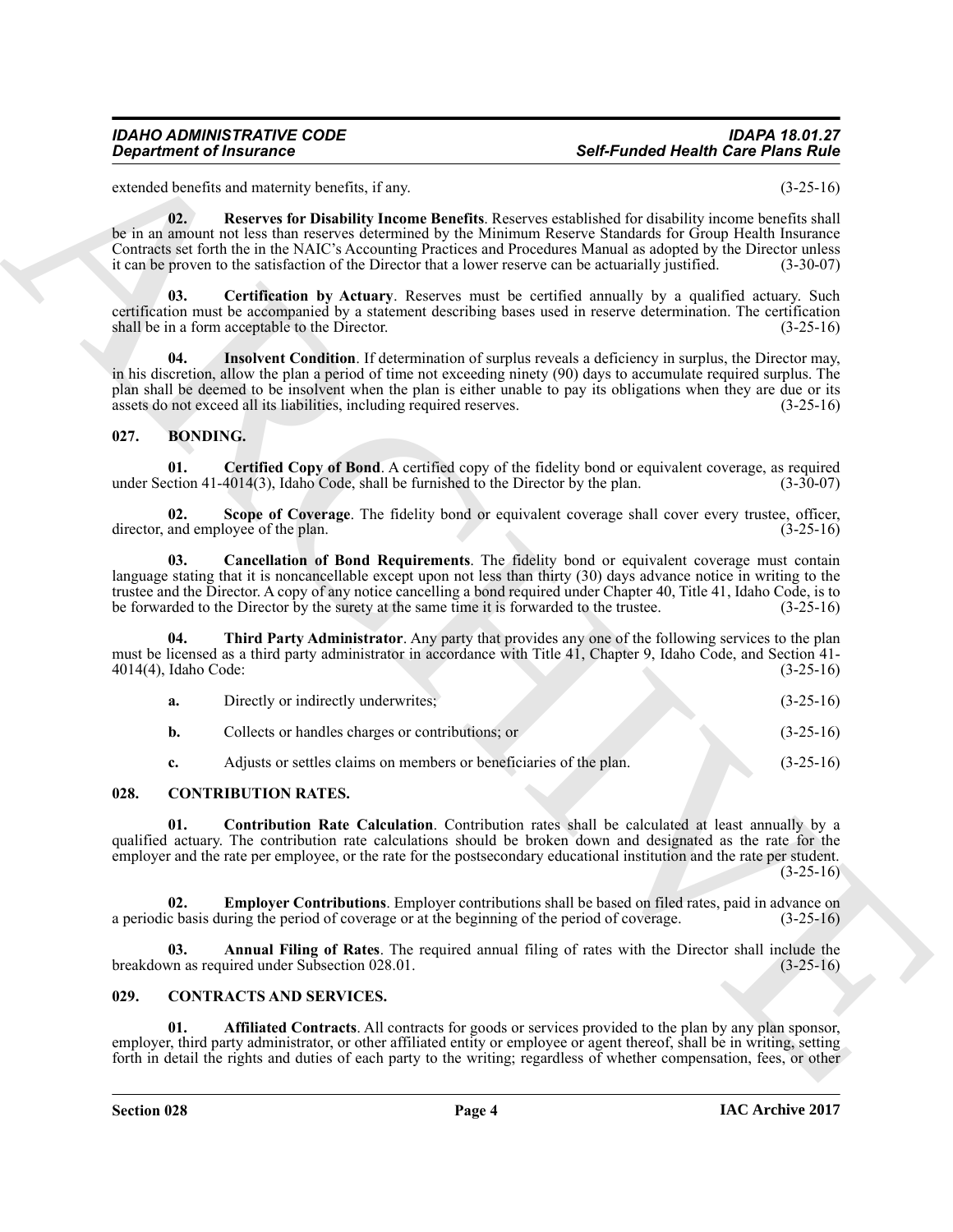extended benefits and maternity benefits, if any. (3-25-16)

**02. Reserves for Disability Income Benefits**. Reserves established for disability income benefits shall be in an amount not less than reserves determined by the Minimum Reserve Standards for Group Health Insurance Contracts set forth the in the NAIC's Accounting Practices and Procedures Manual as adopted by the Director unless it can be proven to the satisfaction of the Director that a lower reserve can be actuarially justified. (3-30-07)

**03. Certification by Actuary**. Reserves must be certified annually by a qualified actuary. Such certification must be accompanied by a statement describing bases used in reserve determination. The certification shall be in a form acceptable to the Director. (3-25-16)

**04. Insolvent Condition**. If determination of surplus reveals a deficiency in surplus, the Director may, in his discretion, allow the plan a period of time not exceeding ninety (90) days to accumulate required surplus. The plan shall be deemed to be insolvent when the plan is either unable to pay its obligations when they are due or its assets do not exceed all its liabilities, including required reserves. (3-25-16)

## 027. BONDING.

**01. Certified Copy of Bond**. A certified copy of the fidelity bond or equivalent coverage, as required under Section 41-4014(3), Idaho Code, shall be furnished to the Director by the plan. (3-30-07)

**02. Scope of Coverage**. The fidelity bond or equivalent coverage shall cover every trustee, officer, director, and employee of the plan. (3-25-16)

**03. Cancellation of Bond Requirements**. The fidelity bond or equivalent coverage must contain language stating that it is noncancellable except upon not less than thirty (30) days advance notice in writing to the trustee and the Director. A copy of any notice cancelling a bond required under Chapter 40, Title 41, Idaho Code, is to be forwarded to the Director by the surety at the same time it is forwarded to the trustee. (3-25-16)

**04. Third Party Administrator**. Any party that provides any one of the following services to the plan must be licensed as a third party administrator in accordance with Title 41, Chapter 9, Idaho Code, and Section 41-4014(4), Idaho Code: (3-25-16)

**a.** Directly or indirectly underwrites; (3-25-16)

**b.** Collects or handles charges or contributions; or (3-25-16)

**c.** Adjusts or settles claims on members or beneficiaries of the plan. (3-25-16)

## 028. CONTRIBUTION RATES.

**01. Contribution Rate Calculation**. Contribution rates shall be calculated at least annually by a qualified actuary. The contribution rate calculations should be broken down and designated as the rate for the employer and the rate per employee, or the rate for the postsecondary educational institution and the rate per student. (3-25-16)

**02. Employer Contributions**. Employer contributions shall be based on filed rates, paid in advance on a periodic basis during the period of coverage or at the beginning of the period of coverage. (3-25-16)

**03. Annual Filing of Rates**. The required annual filing of rates with the Director shall include the breakdown as required under Subsection 028.01. (3-25-16)

## 029. CONTRACTS AND SERVICES.

**01. Affiliated Contracts**. All contracts for goods or services provided to the plan by any plan sponsor, employer, third party administrator, or other affiliated entity or employee or agent thereof, shall be in writing, setting forth in detail the rights and duties of each party to the writing; regardless of whether compensation, fees, or other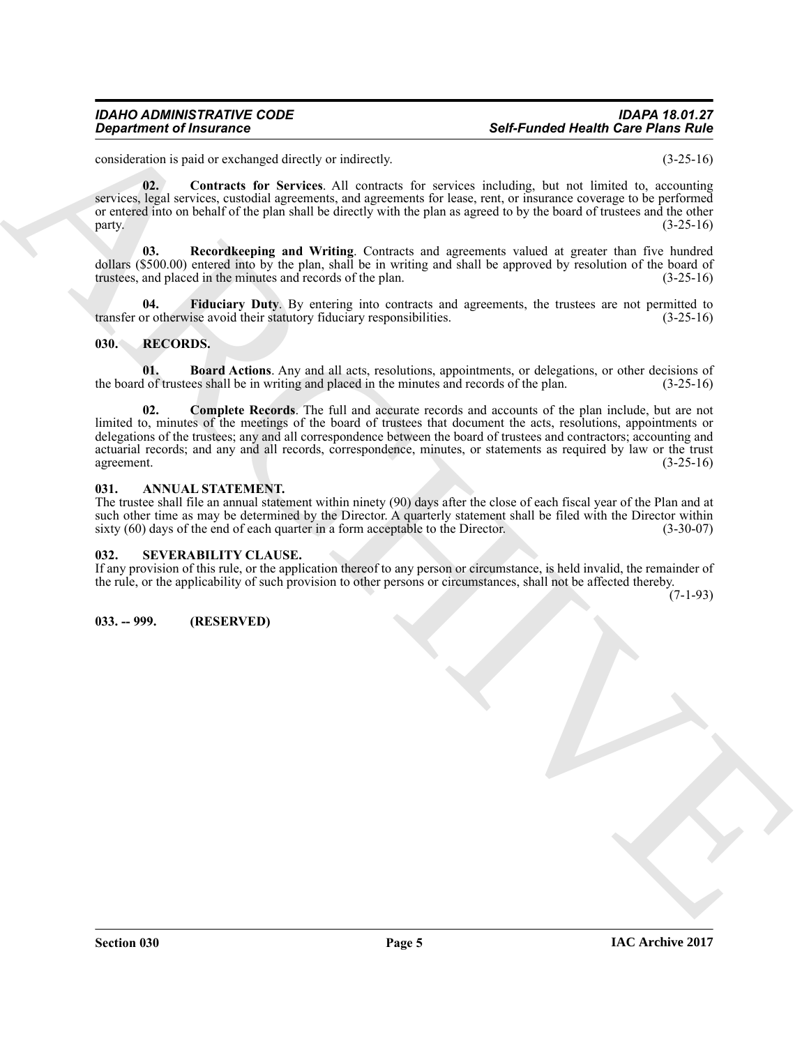consideration is paid or exchanged directly or indirectly. (3-25-16)

**02. Contracts for Services**. All contracts for services including, but not limited to, accounting services, legal services, custodial agreements, and agreements for lease, rent, or insurance coverage to be performed or entered into on behalf of the plan shall be directly with the plan as agreed to by the board of trustees and the other party. (3-25-16)

**03. Recordkeeping and Writing**. Contracts and agreements valued at greater than five hundred dollars ($500.00) entered into by the plan, shall be in writing and shall be approved by resolution of the board of trustees, and placed in the minutes and records of the plan. (3-25-16)

**04. Fiduciary Duty**. By entering into contracts and agreements, the trustees are not permitted to transfer or otherwise avoid their statutory fiduciary responsibilities. (3-25-16)

## 030. RECORDS.

**01. Board Actions**. Any and all acts, resolutions, appointments, or delegations, or other decisions of the board of trustees shall be in writing and placed in the minutes and records of the plan. (3-25-16)

**02. Complete Records**. The full and accurate records and accounts of the plan include, but are not limited to, minutes of the meetings of the board of trustees that document the acts, resolutions, appointments or delegations of the trustees; any and all correspondence between the board of trustees and contractors; accounting and actuarial records; and any and all records, correspondence, minutes, or statements as required by law or the trust agreement. (3-25-16)

## 031. ANNUAL STATEMENT.

The trustee shall file an annual statement within ninety (90) days after the close of each fiscal year of the Plan and at such other time as may be determined by the Director. A quarterly statement shall be filed with the Director within sixty (60) days of the end of each quarter in a form acceptable to the Director. (3-30-07)

## 032. SEVERABILITY CLAUSE.

If any provision of this rule, or the application thereof to any person or circumstance, is held invalid, the remainder of the rule, or the applicability of such provision to other persons or circumstances, shall not be affected thereby. (7-1-93)

## 033. -- 999. (RESERVED)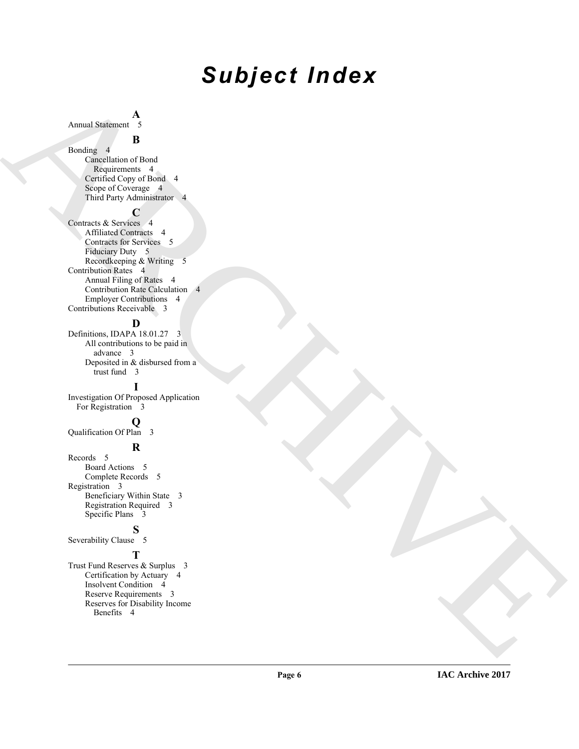# *Subject Index*

**A**

Annual Statement 5

**B**

Bonding 4
- Cancellation of Bond Requirements 4
- Certified Copy of Bond 4
- Scope of Coverage 4
- Third Party Administrator 4

**C**

Contracts & Services 4
- Affiliated Contracts 4
- Contracts for Services 5
- Fiduciary Duty 5
- Recordkeeping & Writing 5

Contribution Rates 4
- Annual Filing of Rates 4
- Contribution Rate Calculation 4
- Employer Contributions 4

Contributions Receivable 3

**D**

Definitions, IDAPA 18.01.27 3
- All contributions to be paid in advance 3
- Deposited in & disbursed from a trust fund 3

**I**

Investigation Of Proposed Application For Registration 3

**Q**

Qualification Of Plan 3

**R**

Records 5
- Board Actions 5
- Complete Records 5

Registration 3
- Beneficiary Within State 3
- Registration Required 3
- Specific Plans 3

**S**

Severability Clause 5

**T**

Trust Fund Reserves & Surplus 3
- Certification by Actuary 4
- Insolvent Condition 4
- Reserve Requirements 3
- Reserves for Disability Income Benefits 4